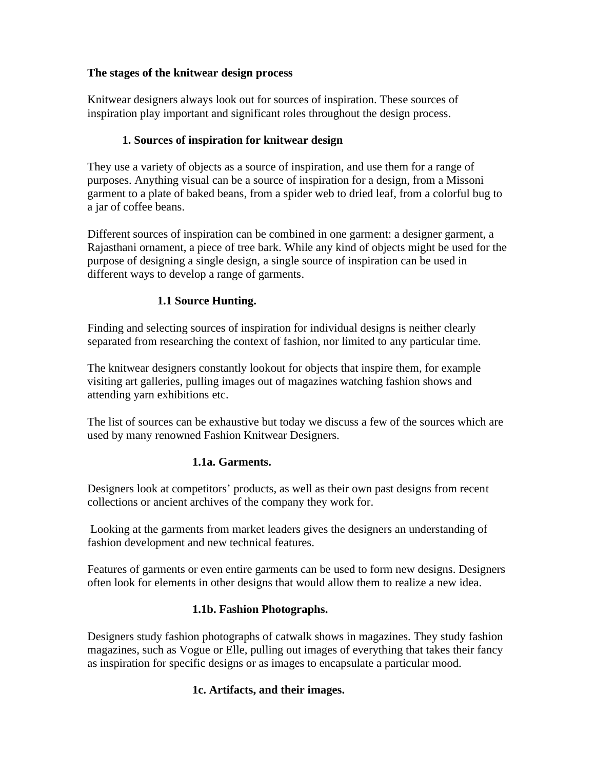# The stages of the knitwear design process

Knitwear designers always look out for sources of inspiration. These sources of inspiration play important and significant roles throughout the design process.

## 1. Sources of inspiration for knitwear design

They use a variety of objects as a source of inspiration, and use them for a range of purposes. Anything visual can be a source of inspiration for a design, from a Missoni garment to a plate of baked beans, from a spider web to dried leaf, from a colorful bug to a jar of coffee beans.

Different sources of inspiration can be combined in one garment: a designer garment, a Rajasthani ornament, a piece of tree bark. While any kind of objects might be used for the purpose of designing a single design, a single source of inspiration can be used in different ways to develop a range of garments.

### 1.1 Source Hunting.

Finding and selecting sources of inspiration for individual designs is neither clearly separated from researching the context of fashion, nor limited to any particular time.

The knitwear designers constantly lookout for objects that inspire them, for example visiting art galleries, pulling images out of magazines watching fashion shows and attending yarn exhibitions etc.

The list of sources can be exhaustive but today we discuss a few of the sources which are used by many renowned Fashion Knitwear Designers.

#### 1.1a. Garments.

Designers look at competitors' products, as well as their own past designs from recent collections or ancient archives of the company they work for.

Looking at the garments from market leaders gives the designers an understanding of fashion development and new technical features.

Features of garments or even entire garments can be used to form new designs. Designers often look for elements in other designs that would allow them to realize a new idea.

#### 1.1b. Fashion Photographs.

Designers study fashion photographs of catwalk shows in magazines. They study fashion magazines, such as Vogue or Elle, pulling out images of everything that takes their fancy as inspiration for specific designs or as images to encapsulate a particular mood.

#### 1c. Artifacts, and their images.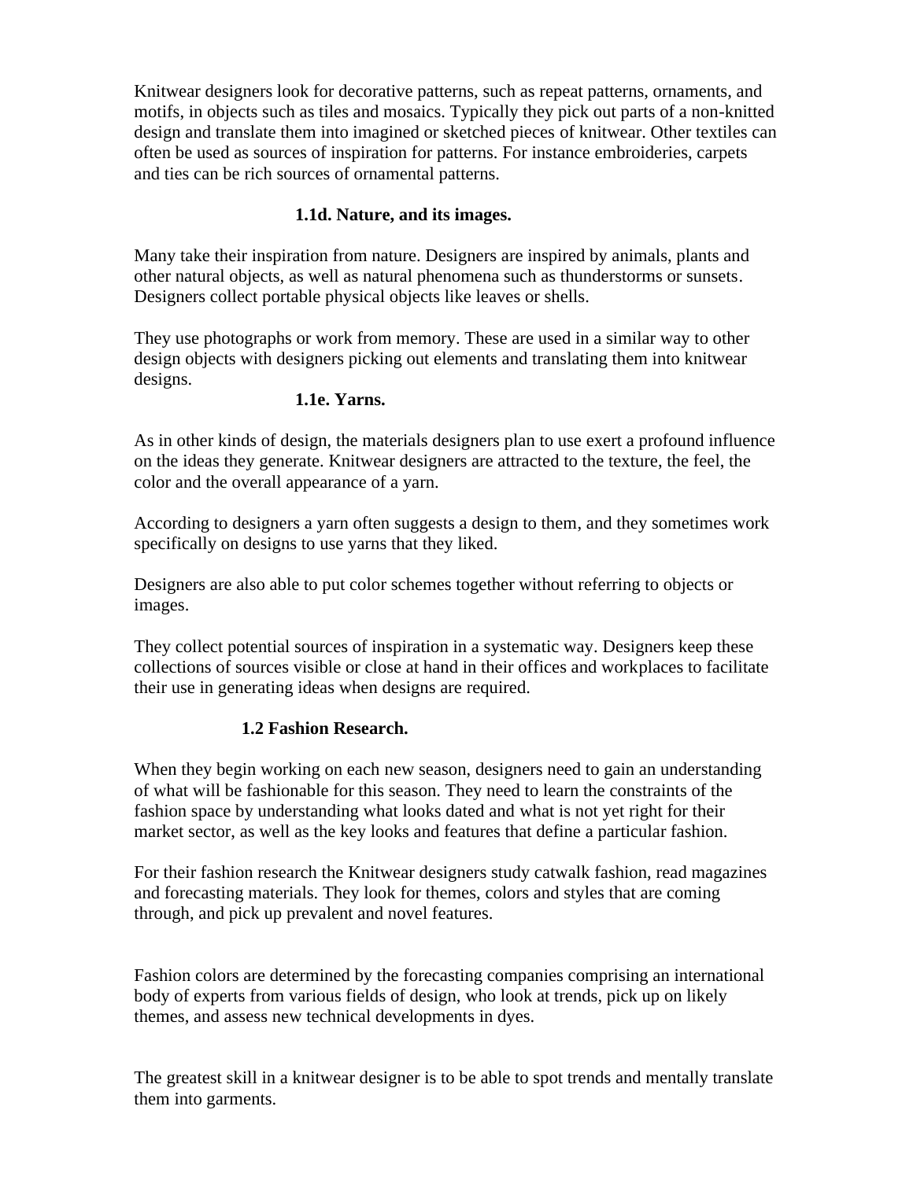Knitwear designers look for decorative patterns, such as repeat patterns, ornaments, and motifs, in objects such as tiles and mosaics. Typically they pick out parts of a non-knitted design and translate them into imagined or sketched pieces of knitwear. Other textiles can often be used as sources of inspiration for patterns. For instance embroideries, carpets and ties can be rich sources of ornamental patterns.

### 1.1d. Nature, and its images.

Many take their inspiration from nature. Designers are inspired by animals, plants and other natural objects, as well as natural phenomena such as thunderstorms or sunsets. Designers collect portable physical objects like leaves or shells.

They use photographs or work from memory. These are used in a similar way to other design objects with designers picking out elements and translating them into knitwear designs.

### 1.1e. Yarns.

As in other kinds of design, the materials designers plan to use exert a profound influence on the ideas they generate. Knitwear designers are attracted to the texture, the feel, the color and the overall appearance of a yarn.

According to designers a yarn often suggests a design to them, and they sometimes work specifically on designs to use yarns that they liked.

Designers are also able to put color schemes together without referring to objects or images.

They collect potential sources of inspiration in a systematic way. Designers keep these collections of sources visible or close at hand in their offices and workplaces to facilitate their use in generating ideas when designs are required.

## 1.2 Fashion Research.

When they begin working on each new season, designers need to gain an understanding of what will be fashionable for this season. They need to learn the constraints of the fashion space by understanding what looks dated and what is not yet right for their market sector, as well as the key looks and features that define a particular fashion.

For their fashion research the Knitwear designers study catwalk fashion, read magazines and forecasting materials. They look for themes, colors and styles that are coming through, and pick up prevalent and novel features.

Fashion colors are determined by the forecasting companies comprising an international body of experts from various fields of design, who look at trends, pick up on likely themes, and assess new technical developments in dyes.

The greatest skill in a knitwear designer is to be able to spot trends and mentally translate them into garments.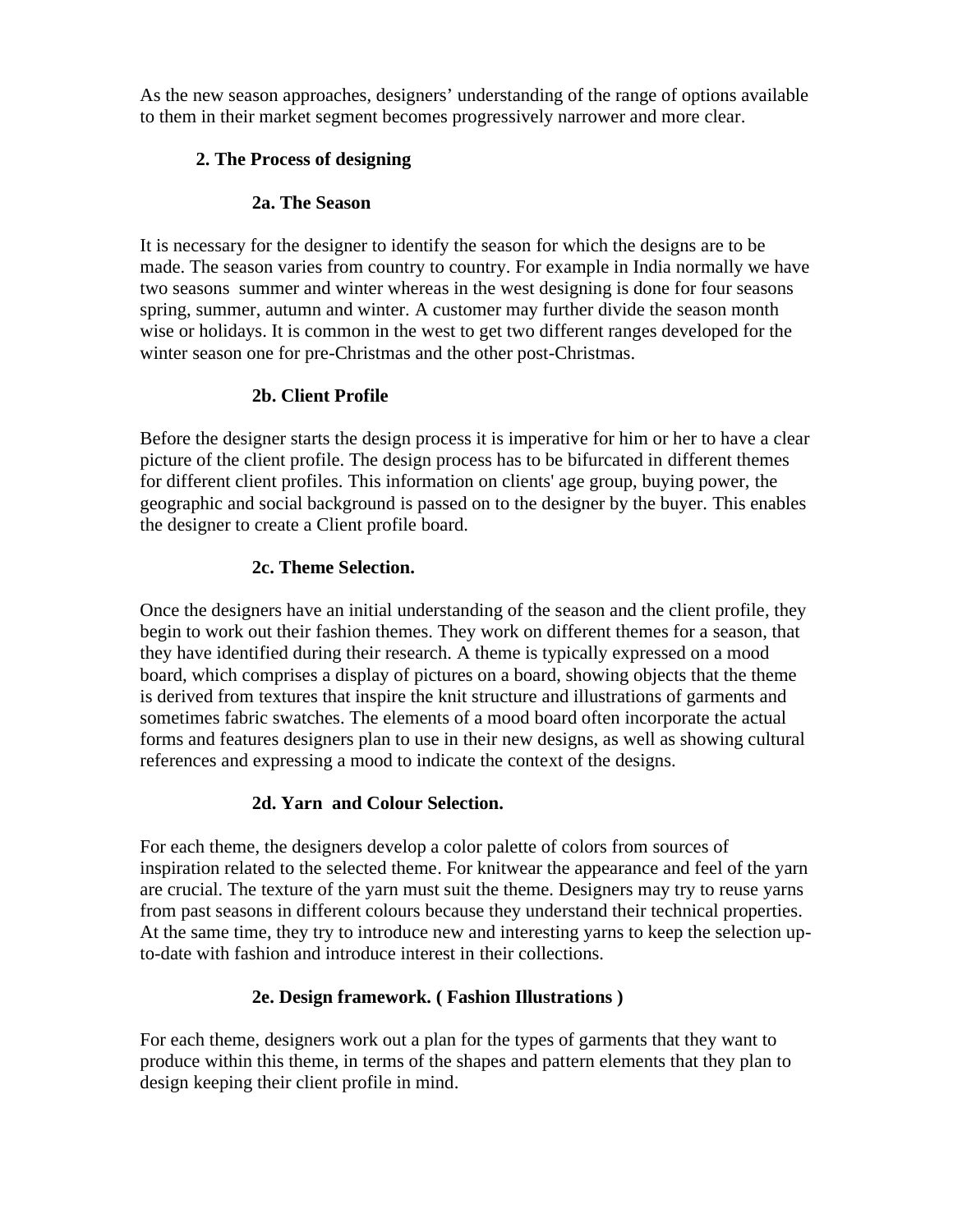As the new season approaches, designers' understanding of the range of options available to them in their market segment becomes progressively narrower and more clear.

## 2. The Process of designing

### 2a. The Season

It is necessary for the designer to identify the season for which the designs are to be made. The season varies from country to country. For example in India normally we have two seasons  summer and winter whereas in the west designing is done for four seasons spring, summer, autumn and winter. A customer may further divide the season month wise or holidays. It is common in the west to get two different ranges developed for the winter season one for pre-Christmas and the other post-Christmas.

### 2b. Client Profile

Before the designer starts the design process it is imperative for him or her to have a clear picture of the client profile. The design process has to be bifurcated in different themes for different client profiles. This information on clients' age group, buying power, the geographic and social background is passed on to the designer by the buyer. This enables the designer to create a Client profile board.

### 2c. Theme Selection.

Once the designers have an initial understanding of the season and the client profile, they begin to work out their fashion themes. They work on different themes for a season, that they have identified during their research. A theme is typically expressed on a mood board, which comprises a display of pictures on a board, showing objects that the theme is derived from textures that inspire the knit structure and illustrations of garments and sometimes fabric swatches. The elements of a mood board often incorporate the actual forms and features designers plan to use in their new designs, as well as showing cultural references and expressing a mood to indicate the context of the designs.

### 2d. Yarn  and Colour Selection.

For each theme, the designers develop a color palette of colors from sources of inspiration related to the selected theme. For knitwear the appearance and feel of the yarn are crucial. The texture of the yarn must suit the theme. Designers may try to reuse yarns from past seasons in different colours because they understand their technical properties. At the same time, they try to introduce new and interesting yarns to keep the selection up-to-date with fashion and introduce interest in their collections.

### 2e. Design framework. ( Fashion Illustrations )

For each theme, designers work out a plan for the types of garments that they want to produce within this theme, in terms of the shapes and pattern elements that they plan to design keeping their client profile in mind.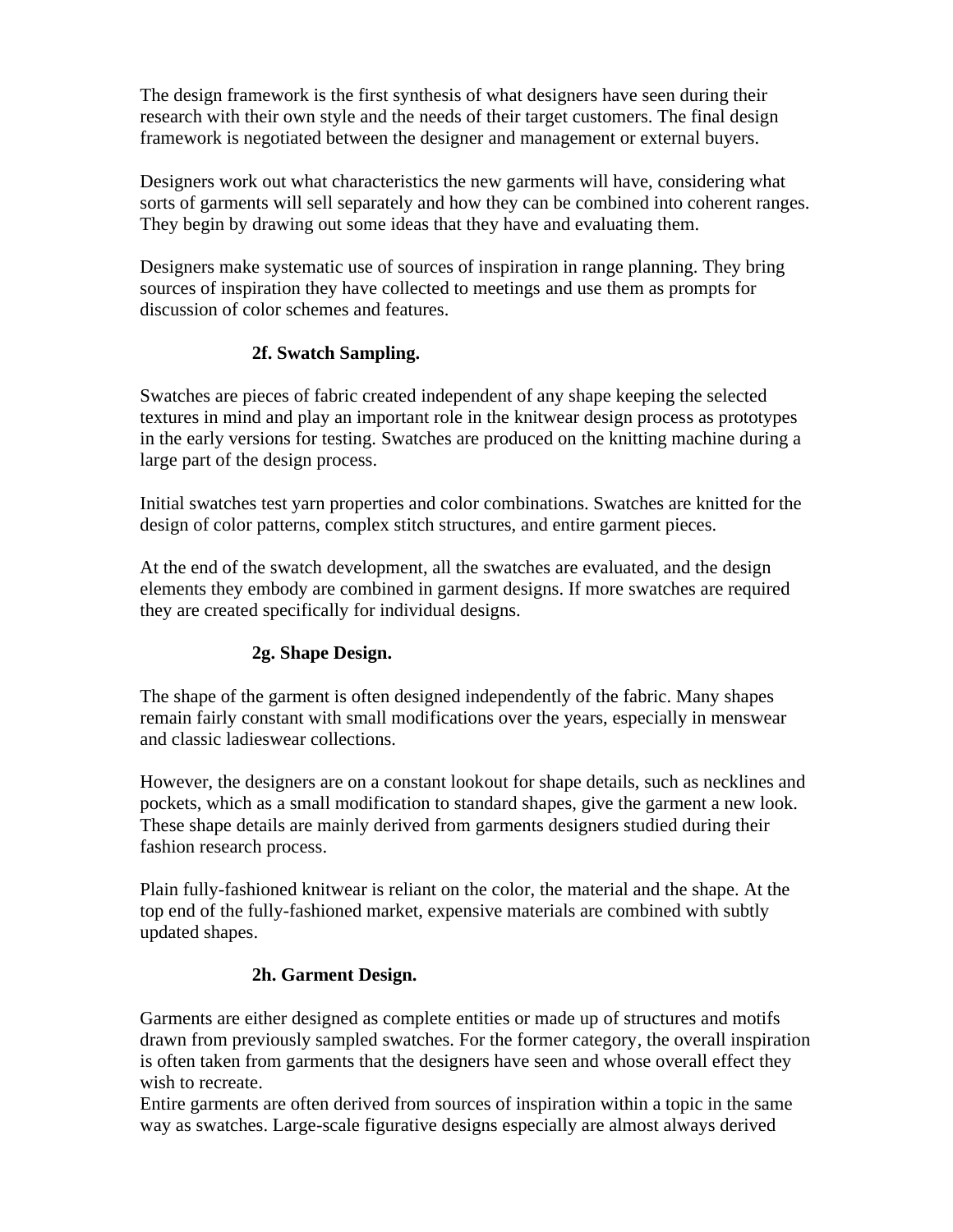The design framework is the first synthesis of what designers have seen during their research with their own style and the needs of their target customers. The final design framework is negotiated between the designer and management or external buyers.

Designers work out what characteristics the new garments will have, considering what sorts of garments will sell separately and how they can be combined into coherent ranges. They begin by drawing out some ideas that they have and evaluating them.

Designers make systematic use of sources of inspiration in range planning. They bring sources of inspiration they have collected to meetings and use them as prompts for discussion of color schemes and features.

### 2f. Swatch Sampling.

Swatches are pieces of fabric created independent of any shape keeping the selected textures in mind and play an important role in the knitwear design process as prototypes in the early versions for testing. Swatches are produced on the knitting machine during a large part of the design process.

Initial swatches test yarn properties and color combinations. Swatches are knitted for the design of color patterns, complex stitch structures, and entire garment pieces.

At the end of the swatch development, all the swatches are evaluated, and the design elements they embody are combined in garment designs. If more swatches are required they are created specifically for individual designs.

### 2g. Shape Design.

The shape of the garment is often designed independently of the fabric. Many shapes remain fairly constant with small modifications over the years, especially in menswear and classic ladieswear collections.

However, the designers are on a constant lookout for shape details, such as necklines and pockets, which as a small modification to standard shapes, give the garment a new look. These shape details are mainly derived from garments designers studied during their fashion research process.

Plain fully-fashioned knitwear is reliant on the color, the material and the shape. At the top end of the fully-fashioned market, expensive materials are combined with subtly updated shapes.

### 2h. Garment Design.

Garments are either designed as complete entities or made up of structures and motifs drawn from previously sampled swatches. For the former category, the overall inspiration is often taken from garments that the designers have seen and whose overall effect they wish to recreate.
Entire garments are often derived from sources of inspiration within a topic in the same way as swatches. Large-scale figurative designs especially are almost always derived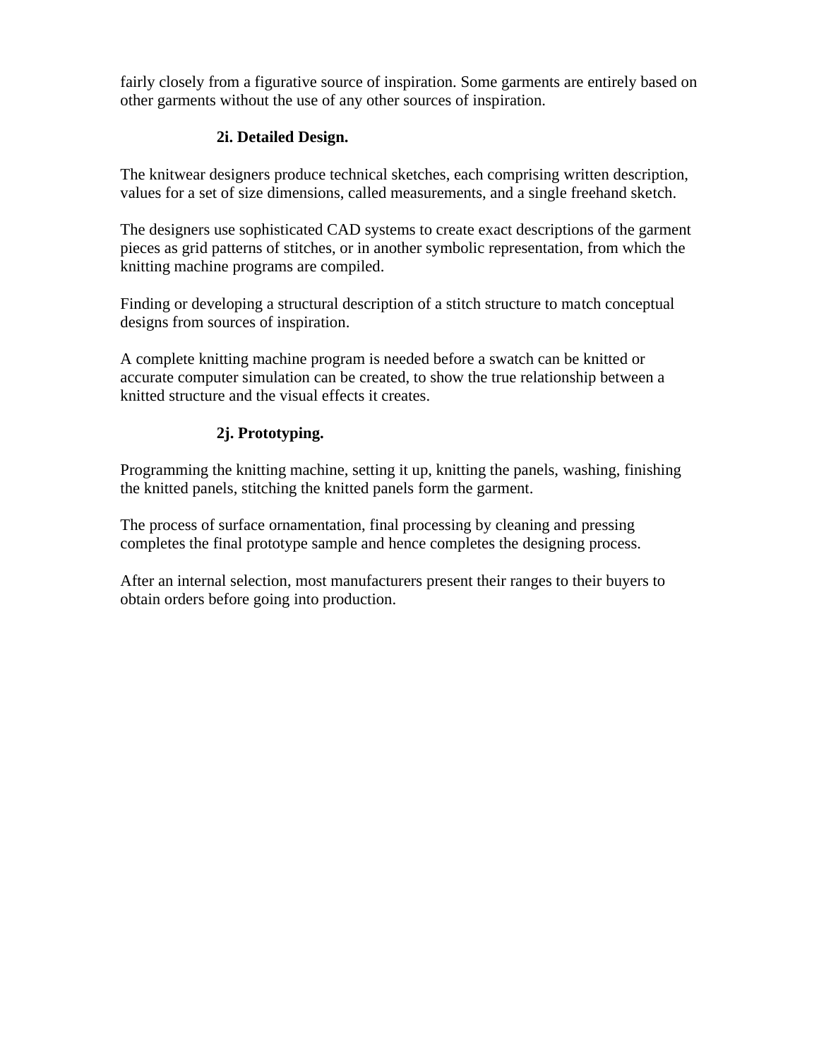fairly closely from a figurative source of inspiration. Some garments are entirely based on other garments without the use of any other sources of inspiration.

### 2i. Detailed Design.

The knitwear designers produce technical sketches, each comprising written description, values for a set of size dimensions, called measurements, and a single freehand sketch.

The designers use sophisticated CAD systems to create exact descriptions of the garment pieces as grid patterns of stitches, or in another symbolic representation, from which the knitting machine programs are compiled.

Finding or developing a structural description of a stitch structure to match conceptual designs from sources of inspiration.

A complete knitting machine program is needed before a swatch can be knitted or accurate computer simulation can be created, to show the true relationship between a knitted structure and the visual effects it creates.

### 2j. Prototyping.

Programming the knitting machine, setting it up, knitting the panels, washing, finishing the knitted panels, stitching the knitted panels form the garment.

The process of surface ornamentation, final processing by cleaning and pressing completes the final prototype sample and hence completes the designing process.

After an internal selection, most manufacturers present their ranges to their buyers to obtain orders before going into production.